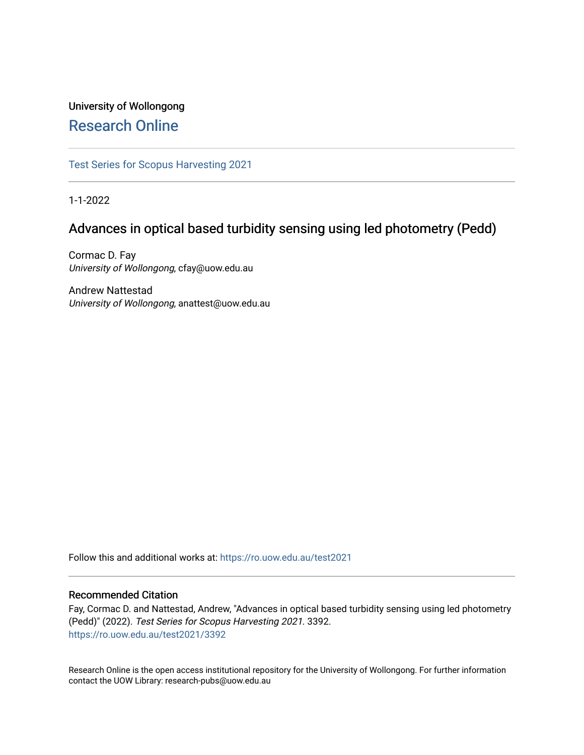University of Wollongong

# Research Online

Test Series for Scopus Harvesting 2021

1-1-2022

## Advances in optical based turbidity sensing using led photometry (Pedd)

Cormac D. Fay
*University of Wollongong*, cfay@uow.edu.au

Andrew Nattestad
*University of Wollongong*, anattest@uow.edu.au

Follow this and additional works at: https://ro.uow.edu.au/test2021

### Recommended Citation

Fay, Cormac D. and Nattestad, Andrew, "Advances in optical based turbidity sensing using led photometry (Pedd)" (2022). *Test Series for Scopus Harvesting 2021*. 3392.
https://ro.uow.edu.au/test2021/3392

Research Online is the open access institutional repository for the University of Wollongong. For further information contact the UOW Library: research-pubs@uow.edu.au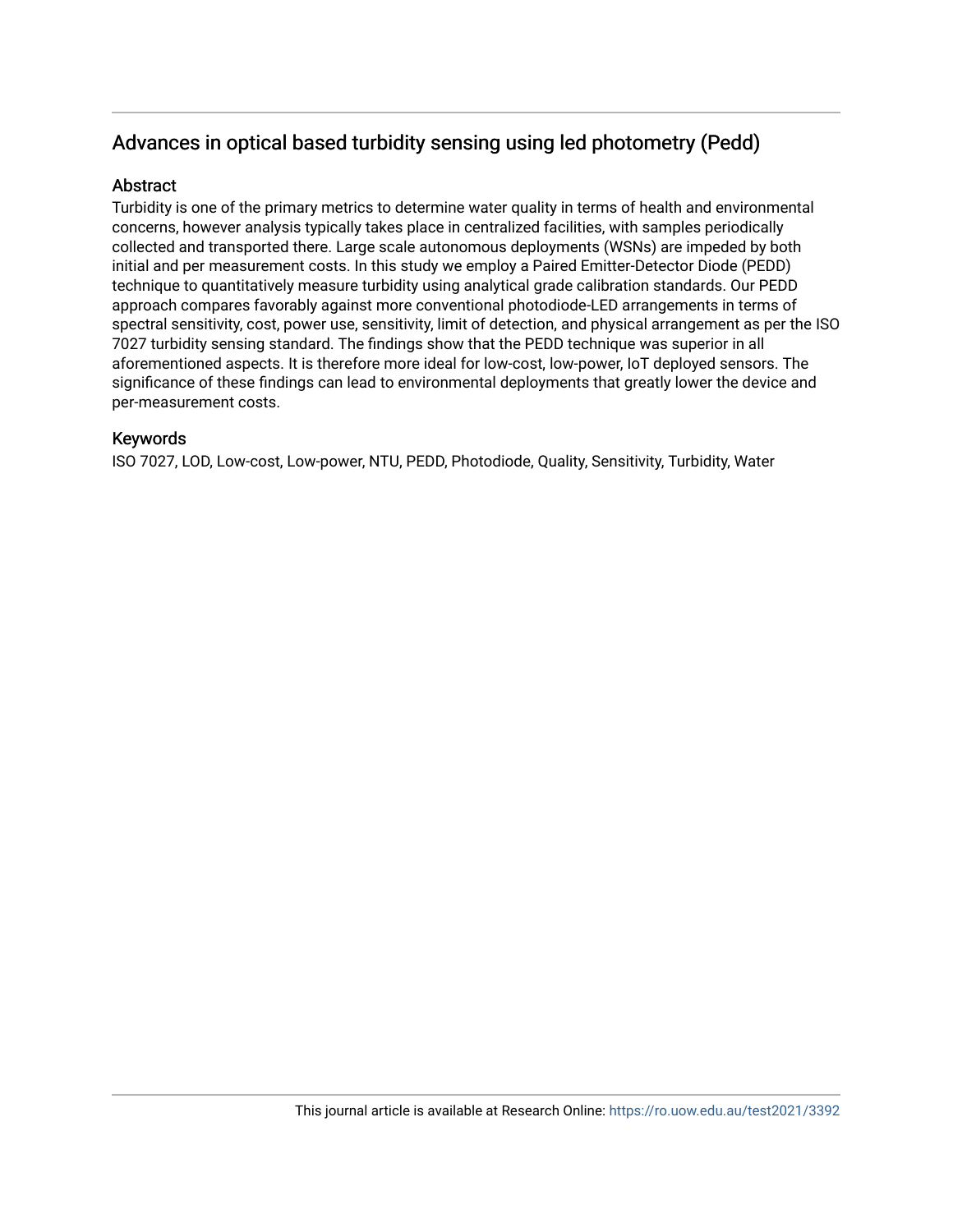## Advances in optical based turbidity sensing using led photometry (Pedd)

### Abstract

Turbidity is one of the primary metrics to determine water quality in terms of health and environmental concerns, however analysis typically takes place in centralized facilities, with samples periodically collected and transported there. Large scale autonomous deployments (WSNs) are impeded by both initial and per measurement costs. In this study we employ a Paired Emitter-Detector Diode (PEDD) technique to quantitatively measure turbidity using analytical grade calibration standards. Our PEDD approach compares favorably against more conventional photodiode-LED arrangements in terms of spectral sensitivity, cost, power use, sensitivity, limit of detection, and physical arrangement as per the ISO 7027 turbidity sensing standard. The findings show that the PEDD technique was superior in all aforementioned aspects. It is therefore more ideal for low-cost, low-power, IoT deployed sensors. The significance of these findings can lead to environmental deployments that greatly lower the device and per-measurement costs.

### Keywords

ISO 7027, LOD, Low-cost, Low-power, NTU, PEDD, Photodiode, Quality, Sensitivity, Turbidity, Water

This journal article is available at Research Online: https://ro.uow.edu.au/test2021/3392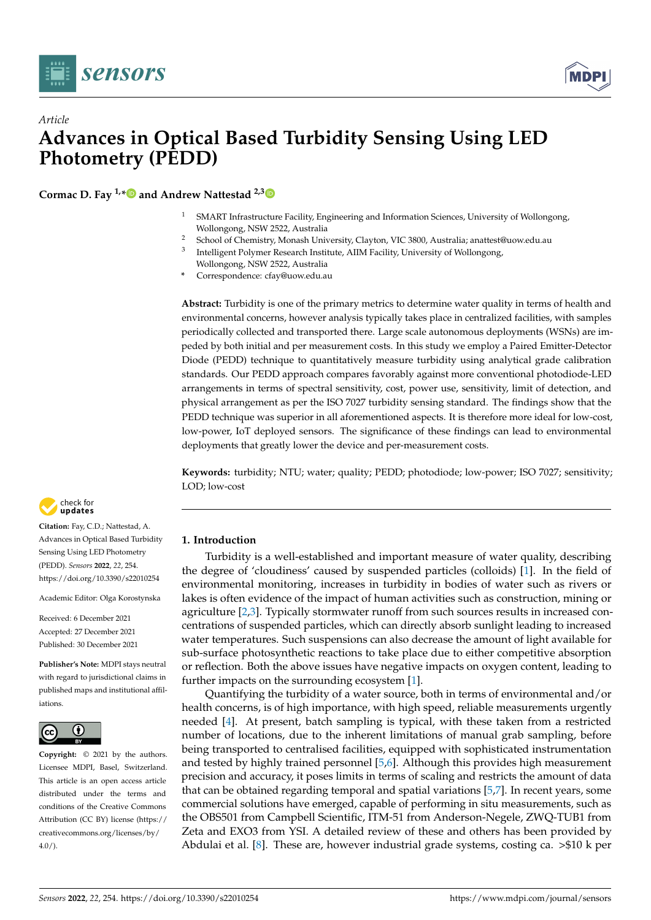Article

# Advances in Optical Based Turbidity Sensing Using LED Photometry (PEDD)

**Cormac D. Fay [1,*] and Andrew Nattestad [2,3]**

[1] SMART Infrastructure Facility, Engineering and Information Sciences, University of Wollongong, Wollongong, NSW 2522, Australia
[2] School of Chemistry, Monash University, Clayton, VIC 3800, Australia; anattest@uow.edu.au
[3] Intelligent Polymer Research Institute, AIIM Facility, University of Wollongong, Wollongong, NSW 2522, Australia
* Correspondence: cfay@uow.edu.au

**Abstract:** Turbidity is one of the primary metrics to determine water quality in terms of health and environmental concerns, however analysis typically takes place in centralized facilities, with samples periodically collected and transported there. Large scale autonomous deployments (WSNs) are impeded by both initial and per measurement costs. In this study we employ a Paired Emitter-Detector Diode (PEDD) technique to quantitatively measure turbidity using analytical grade calibration standards. Our PEDD approach compares favorably against more conventional photodiode-LED arrangements in terms of spectral sensitivity, cost, power use, sensitivity, limit of detection, and physical arrangement as per the ISO 7027 turbidity sensing standard. The findings show that the PEDD technique was superior in all aforementioned aspects. It is therefore more ideal for low-cost, low-power, IoT deployed sensors. The significance of these findings can lead to environmental deployments that greatly lower the device and per-measurement costs.

**Keywords:** turbidity; NTU; water; quality; PEDD; photodiode; low-power; ISO 7027; sensitivity; LOD; low-cost

**Citation:** Fay, C.D.; Nattestad, A. Advances in Optical Based Turbidity Sensing Using LED Photometry (PEDD). *Sensors* **2022**, *22*, 254. https://doi.org/10.3390/s22010254

Academic Editor: Olga Korostynska

Received: 6 December 2021
Accepted: 27 December 2021
Published: 30 December 2021

**Publisher's Note:** MDPI stays neutral with regard to jurisdictional claims in published maps and institutional affiliations.

**Copyright:** © 2021 by the authors. Licensee MDPI, Basel, Switzerland. This article is an open access article distributed under the terms and conditions of the Creative Commons Attribution (CC BY) license (https://creativecommons.org/licenses/by/4.0/).

## 1. Introduction

Turbidity is a well-established and important measure of water quality, describing the degree of 'cloudiness' caused by suspended particles (colloids) [1]. In the field of environmental monitoring, increases in turbidity in bodies of water such as rivers or lakes is often evidence of the impact of human activities such as construction, mining or agriculture [2,3]. Typically stormwater runoff from such sources results in increased concentrations of suspended particles, which can directly absorb sunlight leading to increased water temperatures. Such suspensions can also decrease the amount of light available for sub-surface photosynthetic reactions to take place due to either competitive absorption or reflection. Both the above issues have negative impacts on oxygen content, leading to further impacts on the surrounding ecosystem [1].

Quantifying the turbidity of a water source, both in terms of environmental and/or health concerns, is of high importance, with high speed, reliable measurements urgently needed [4]. At present, batch sampling is typical, with these taken from a restricted number of locations, due to the inherent limitations of manual grab sampling, before being transported to centralised facilities, equipped with sophisticated instrumentation and tested by highly trained personnel [5,6]. Although this provides high measurement precision and accuracy, it poses limits in terms of scaling and restricts the amount of data that can be obtained regarding temporal and spatial variations [5,7]. In recent years, some commercial solutions have emerged, capable of performing in situ measurements, such as the OBS501 from Campbell Scientific, ITM-51 from Anderson-Negele, ZWQ-TUB1 from Zeta and EXO3 from YSI. A detailed review of these and others has been provided by Abdulai et al. [8]. These are, however industrial grade systems, costing ca. >$10 k per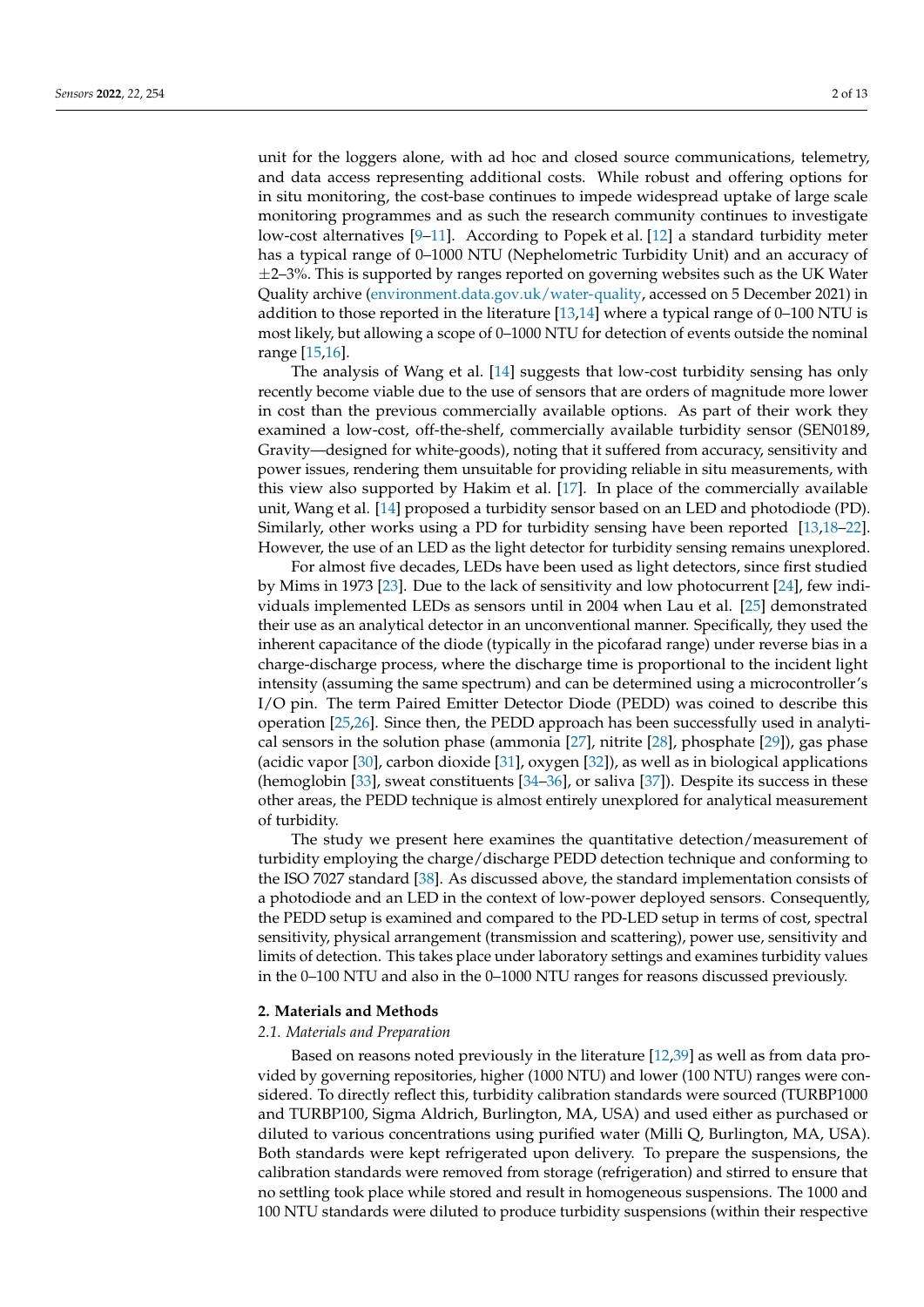unit for the loggers alone, with ad hoc and closed source communications, telemetry, and data access representing additional costs. While robust and offering options for in situ monitoring, the cost-base continues to impede widespread uptake of large scale monitoring programmes and as such the research community continues to investigate low-cost alternatives [9–11]. According to Popek et al. [12] a standard turbidity meter has a typical range of 0–1000 NTU (Nephelometric Turbidity Unit) and an accuracy of ±2–3%. This is supported by ranges reported on governing websites such as the UK Water Quality archive (environment.data.gov.uk/water-quality, accessed on 5 December 2021) in addition to those reported in the literature [13,14] where a typical range of 0–100 NTU is most likely, but allowing a scope of 0–1000 NTU for detection of events outside the nominal range [15,16].

The analysis of Wang et al. [14] suggests that low-cost turbidity sensing has only recently become viable due to the use of sensors that are orders of magnitude more lower in cost than the previous commercially available options. As part of their work they examined a low-cost, off-the-shelf, commercially available turbidity sensor (SEN0189, Gravity—designed for white-goods), noting that it suffered from accuracy, sensitivity and power issues, rendering them unsuitable for providing reliable in situ measurements, with this view also supported by Hakim et al. [17]. In place of the commercially available unit, Wang et al. [14] proposed a turbidity sensor based on an LED and photodiode (PD). Similarly, other works using a PD for turbidity sensing have been reported [13,18–22]. However, the use of an LED as the light detector for turbidity sensing remains unexplored.

For almost five decades, LEDs have been used as light detectors, since first studied by Mims in 1973 [23]. Due to the lack of sensitivity and low photocurrent [24], few individuals implemented LEDs as sensors until in 2004 when Lau et al. [25] demonstrated their use as an analytical detector in an unconventional manner. Specifically, they used the inherent capacitance of the diode (typically in the picofarad range) under reverse bias in a charge-discharge process, where the discharge time is proportional to the incident light intensity (assuming the same spectrum) and can be determined using a microcontroller's I/O pin. The term Paired Emitter Detector Diode (PEDD) was coined to describe this operation [25,26]. Since then, the PEDD approach has been successfully used in analytical sensors in the solution phase (ammonia [27], nitrite [28], phosphate [29]), gas phase (acidic vapor [30], carbon dioxide [31], oxygen [32]), as well as in biological applications (hemoglobin [33], sweat constituents [34–36], or saliva [37]). Despite its success in these other areas, the PEDD technique is almost entirely unexplored for analytical measurement of turbidity.

The study we present here examines the quantitative detection/measurement of turbidity employing the charge/discharge PEDD detection technique and conforming to the ISO 7027 standard [38]. As discussed above, the standard implementation consists of a photodiode and an LED in the context of low-power deployed sensors. Consequently, the PEDD setup is examined and compared to the PD-LED setup in terms of cost, spectral sensitivity, physical arrangement (transmission and scattering), power use, sensitivity and limits of detection. This takes place under laboratory settings and examines turbidity values in the 0–100 NTU and also in the 0–1000 NTU ranges for reasons discussed previously.

## 2. Materials and Methods

### 2.1. Materials and Preparation

Based on reasons noted previously in the literature [12,39] as well as from data provided by governing repositories, higher (1000 NTU) and lower (100 NTU) ranges were considered. To directly reflect this, turbidity calibration standards were sourced (TURBP1000 and TURBP100, Sigma Aldrich, Burlington, MA, USA) and used either as purchased or diluted to various concentrations using purified water (Milli Q, Burlington, MA, USA). Both standards were kept refrigerated upon delivery. To prepare the suspensions, the calibration standards were removed from storage (refrigeration) and stirred to ensure that no settling took place while stored and result in homogeneous suspensions. The 1000 and 100 NTU standards were diluted to produce turbidity suspensions (within their respective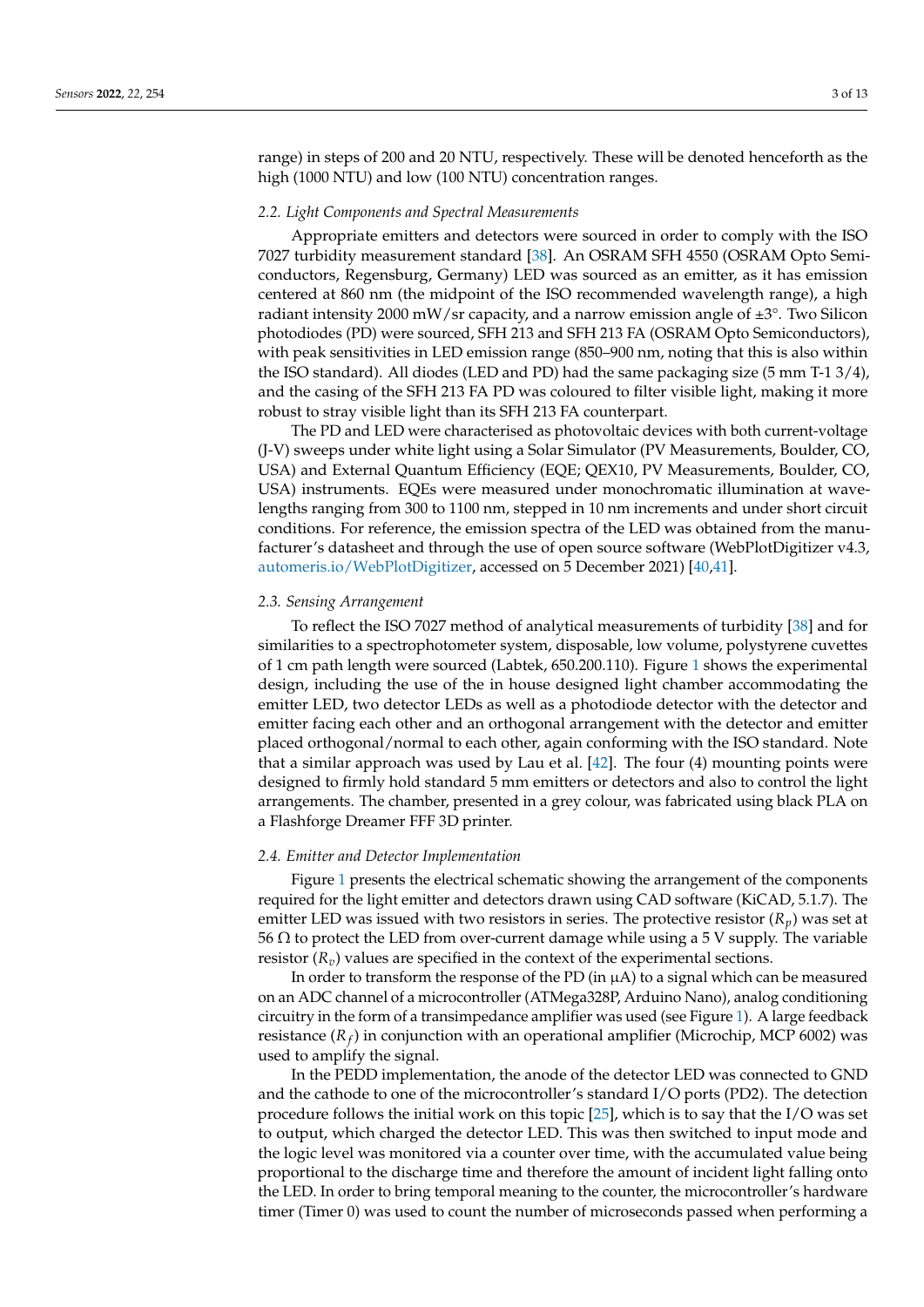range) in steps of 200 and 20 NTU, respectively. These will be denoted henceforth as the high (1000 NTU) and low (100 NTU) concentration ranges.

### 2.2. Light Components and Spectral Measurements

Appropriate emitters and detectors were sourced in order to comply with the ISO 7027 turbidity measurement standard [38]. An OSRAM SFH 4550 (OSRAM Opto Semiconductors, Regensburg, Germany) LED was sourced as an emitter, as it has emission centered at 860 nm (the midpoint of the ISO recommended wavelength range), a high radiant intensity 2000 mW/sr capacity, and a narrow emission angle of ±3°. Two Silicon photodiodes (PD) were sourced, SFH 213 and SFH 213 FA (OSRAM Opto Semiconductors), with peak sensitivities in LED emission range (850–900 nm, noting that this is also within the ISO standard). All diodes (LED and PD) had the same packaging size (5 mm T-1 3/4), and the casing of the SFH 213 FA PD was coloured to filter visible light, making it more robust to stray visible light than its SFH 213 FA counterpart.

The PD and LED were characterised as photovoltaic devices with both current-voltage (J-V) sweeps under white light using a Solar Simulator (PV Measurements, Boulder, CO, USA) and External Quantum Efficiency (EQE; QEX10, PV Measurements, Boulder, CO, USA) instruments. EQEs were measured under monochromatic illumination at wavelengths ranging from 300 to 1100 nm, stepped in 10 nm increments and under short circuit conditions. For reference, the emission spectra of the LED was obtained from the manufacturer's datasheet and through the use of open source software (WebPlotDigitizer v4.3, automeris.io/WebPlotDigitizer, accessed on 5 December 2021) [40,41].

### 2.3. Sensing Arrangement

To reflect the ISO 7027 method of analytical measurements of turbidity [38] and for similarities to a spectrophotometer system, disposable, low volume, polystyrene cuvettes of 1 cm path length were sourced (Labtek, 650.200.110). Figure 1 shows the experimental design, including the use of the in house designed light chamber accommodating the emitter LED, two detector LEDs as well as a photodiode detector with the detector and emitter facing each other and an orthogonal arrangement with the detector and emitter placed orthogonal/normal to each other, again conforming with the ISO standard. Note that a similar approach was used by Lau et al. [42]. The four (4) mounting points were designed to firmly hold standard 5 mm emitters or detectors and also to control the light arrangements. The chamber, presented in a grey colour, was fabricated using black PLA on a Flashforge Dreamer FFF 3D printer.

### 2.4. Emitter and Detector Implementation

Figure 1 presents the electrical schematic showing the arrangement of the components required for the light emitter and detectors drawn using CAD software (KiCAD, 5.1.7). The emitter LED was issued with two resistors in series. The protective resistor ($R_p$) was set at 56 Ω to protect the LED from over-current damage while using a 5 V supply. The variable resistor ($R_v$) values are specified in the context of the experimental sections.

In order to transform the response of the PD (in µA) to a signal which can be measured on an ADC channel of a microcontroller (ATMega328P, Arduino Nano), analog conditioning circuitry in the form of a transimpedance amplifier was used (see Figure 1). A large feedback resistance ($R_f$) in conjunction with an operational amplifier (Microchip, MCP 6002) was used to amplify the signal.

In the PEDD implementation, the anode of the detector LED was connected to GND and the cathode to one of the microcontroller's standard I/O ports (PD2). The detection procedure follows the initial work on this topic [25], which is to say that the I/O was set to output, which charged the detector LED. This was then switched to input mode and the logic level was monitored via a counter over time, with the accumulated value being proportional to the discharge time and therefore the amount of incident light falling onto the LED. In order to bring temporal meaning to the counter, the microcontroller's hardware timer (Timer 0) was used to count the number of microseconds passed when performing a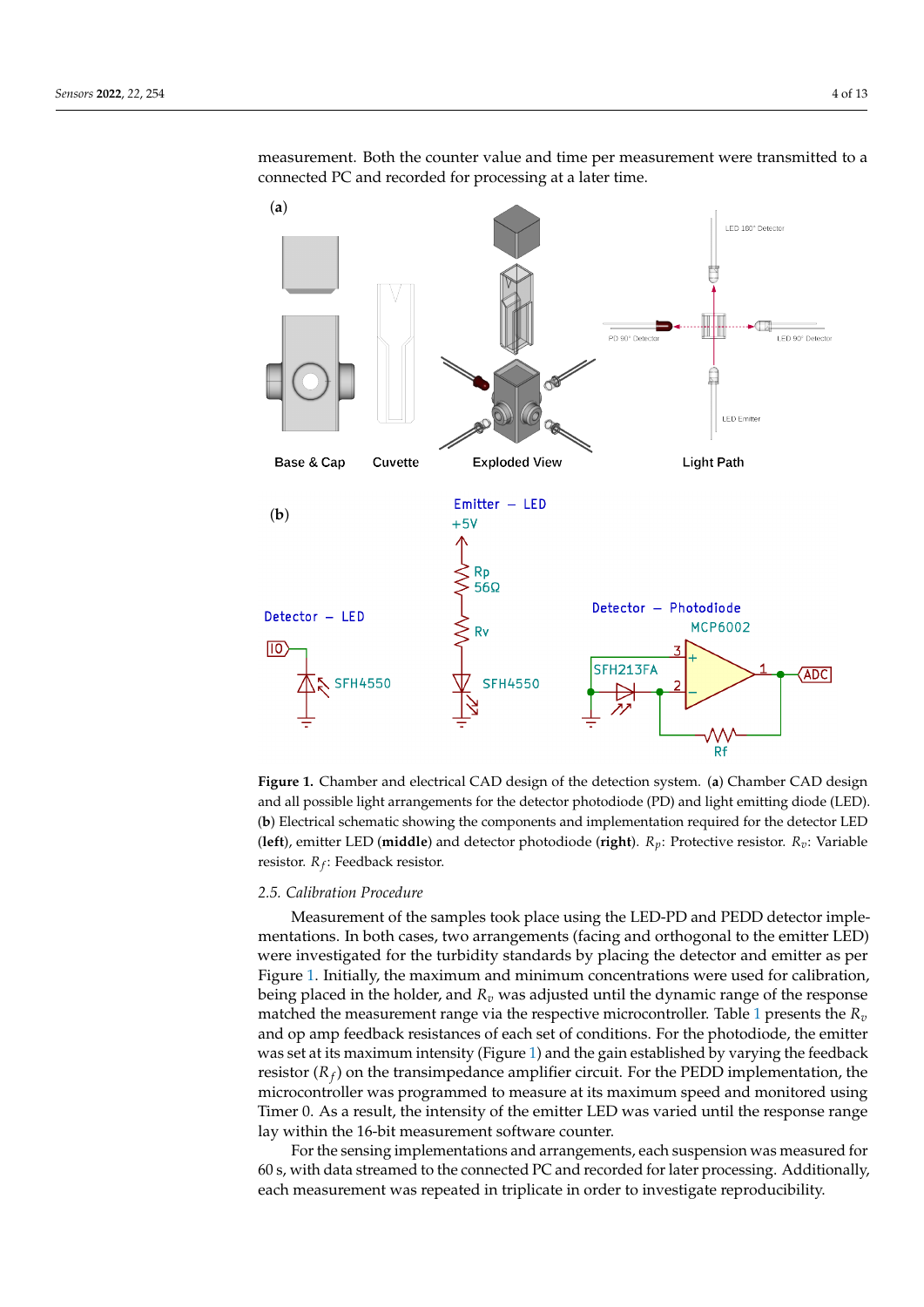measurement. Both the counter value and time per measurement were transmitted to a connected PC and recorded for processing at a later time.

**Figure 1.** Chamber and electrical CAD design of the detection system. (**a**) Chamber CAD design and all possible light arrangements for the detector photodiode (PD) and light emitting diode (LED). (**b**) Electrical schematic showing the components and implementation required for the detector LED (**left**), emitter LED (**middle**) and detector photodiode (**right**). $R_p$: Protective resistor. $R_v$: Variable resistor. $R_f$: Feedback resistor.

### 2.5. Calibration Procedure

Measurement of the samples took place using the LED-PD and PEDD detector implementations. In both cases, two arrangements (facing and orthogonal to the emitter LED) were investigated for the turbidity standards by placing the detector and emitter as per Figure 1. Initially, the maximum and minimum concentrations were used for calibration, being placed in the holder, and $R_v$ was adjusted until the dynamic range of the response matched the measurement range via the respective microcontroller. Table 1 presents the $R_v$ and op amp feedback resistances of each set of conditions. For the photodiode, the emitter was set at its maximum intensity (Figure 1) and the gain established by varying the feedback resistor ($R_f$) on the transimpedance amplifier circuit. For the PEDD implementation, the microcontroller was programmed to measure at its maximum speed and monitored using Timer 0. As a result, the intensity of the emitter LED was varied until the response range lay within the 16-bit measurement software counter.

For the sensing implementations and arrangements, each suspension was measured for 60 s, with data streamed to the connected PC and recorded for later processing. Additionally, each measurement was repeated in triplicate in order to investigate reproducibility.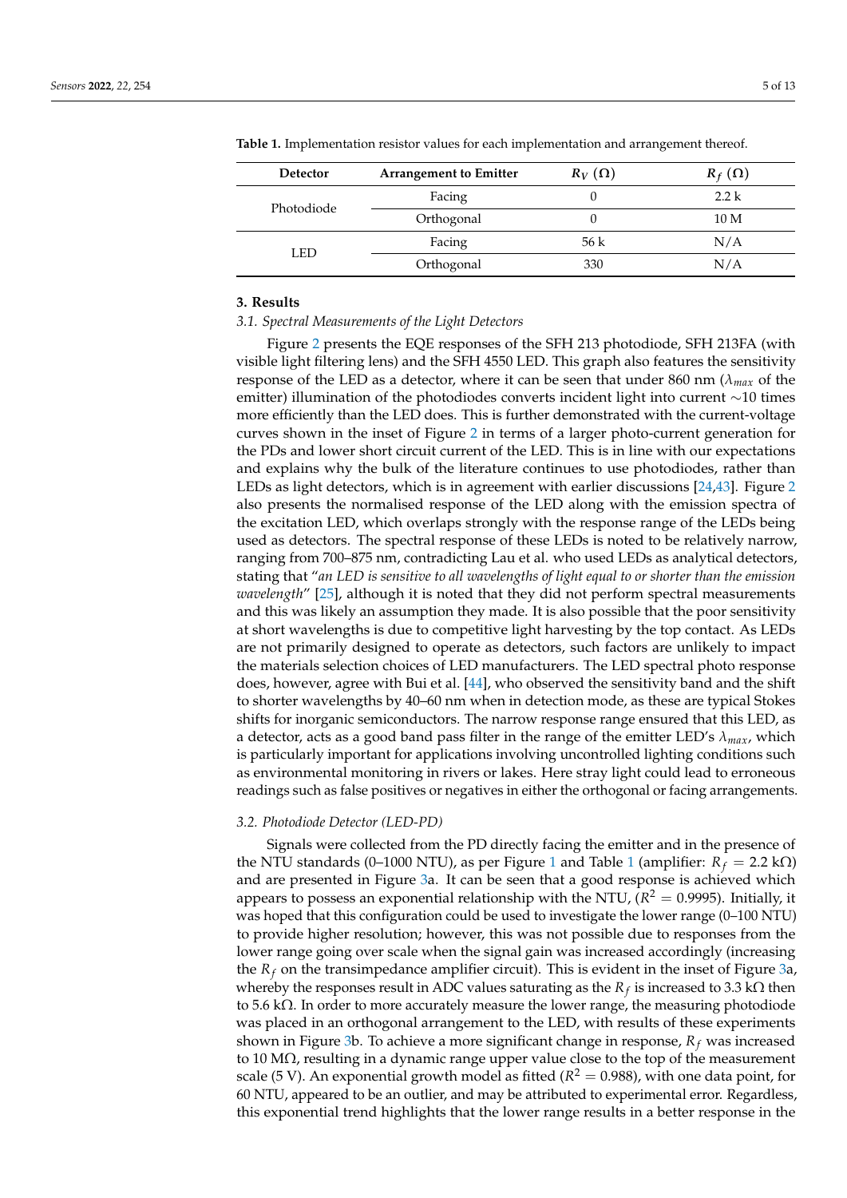**Table 1.** Implementation resistor values for each implementation and arrangement thereof.

| Detector | Arrangement to Emitter | $R_V$ (Ω) | $R_f$ (Ω) |
|---|---|---|---|
| Photodiode | Facing | 0 | 2.2 k |
| | Orthogonal | 0 | 10 M |
| LED | Facing | 56 k | N/A |
| | Orthogonal | 330 | N/A |

## 3. Results

### 3.1. Spectral Measurements of the Light Detectors

Figure 2 presents the EQE responses of the SFH 213 photodiode, SFH 213FA (with visible light filtering lens) and the SFH 4550 LED. This graph also features the sensitivity response of the LED as a detector, where it can be seen that under 860 nm ($\lambda_{max}$ of the emitter) illumination of the photodiodes converts incident light into current ∼10 times more efficiently than the LED does. This is further demonstrated with the current-voltage curves shown in the inset of Figure 2 in terms of a larger photo-current generation for the PDs and lower short circuit current of the LED. This is in line with our expectations and explains why the bulk of the literature continues to use photodiodes, rather than LEDs as light detectors, which is in agreement with earlier discussions [24,43]. Figure 2 also presents the normalised response of the LED along with the emission spectra of the excitation LED, which overlaps strongly with the response range of the LEDs being used as detectors. The spectral response of these LEDs is noted to be relatively narrow, ranging from 700–875 nm, contradicting Lau et al. who used LEDs as analytical detectors, stating that "*an LED is sensitive to all wavelengths of light equal to or shorter than the emission wavelength*" [25], although it is noted that they did not perform spectral measurements and this was likely an assumption they made. It is also possible that the poor sensitivity at short wavelengths is due to competitive light harvesting by the top contact. As LEDs are not primarily designed to operate as detectors, such factors are unlikely to impact the materials selection choices of LED manufacturers. The LED spectral photo response does, however, agree with Bui et al. [44], who observed the sensitivity band and the shift to shorter wavelengths by 40–60 nm when in detection mode, as these are typical Stokes shifts for inorganic semiconductors. The narrow response range ensured that this LED, as a detector, acts as a good band pass filter in the range of the emitter LED's $\lambda_{max}$, which is particularly important for applications involving uncontrolled lighting conditions such as environmental monitoring in rivers or lakes. Here stray light could lead to erroneous readings such as false positives or negatives in either the orthogonal or facing arrangements.

### 3.2. Photodiode Detector (LED-PD)

Signals were collected from the PD directly facing the emitter and in the presence of the NTU standards (0–1000 NTU), as per Figure 1 and Table 1 (amplifier: $R_f = 2.2$ kΩ) and are presented in Figure 3a. It can be seen that a good response is achieved which appears to possess an exponential relationship with the NTU, ($R^2 = 0.9995$). Initially, it was hoped that this configuration could be used to investigate the lower range (0–100 NTU) to provide higher resolution; however, this was not possible due to responses from the lower range going over scale when the signal gain was increased accordingly (increasing the $R_f$ on the transimpedance amplifier circuit). This is evident in the inset of Figure 3a, whereby the responses result in ADC values saturating as the $R_f$ is increased to 3.3 kΩ then to 5.6 kΩ. In order to more accurately measure the lower range, the measuring photodiode was placed in an orthogonal arrangement to the LED, with results of these experiments shown in Figure 3b. To achieve a more significant change in response, $R_f$ was increased to 10 MΩ, resulting in a dynamic range upper value close to the top of the measurement scale (5 V). An exponential growth model as fitted ($R^2 = 0.988$), with one data point, for 60 NTU, appeared to be an outlier, and may be attributed to experimental error. Regardless, this exponential trend highlights that the lower range results in a better response in the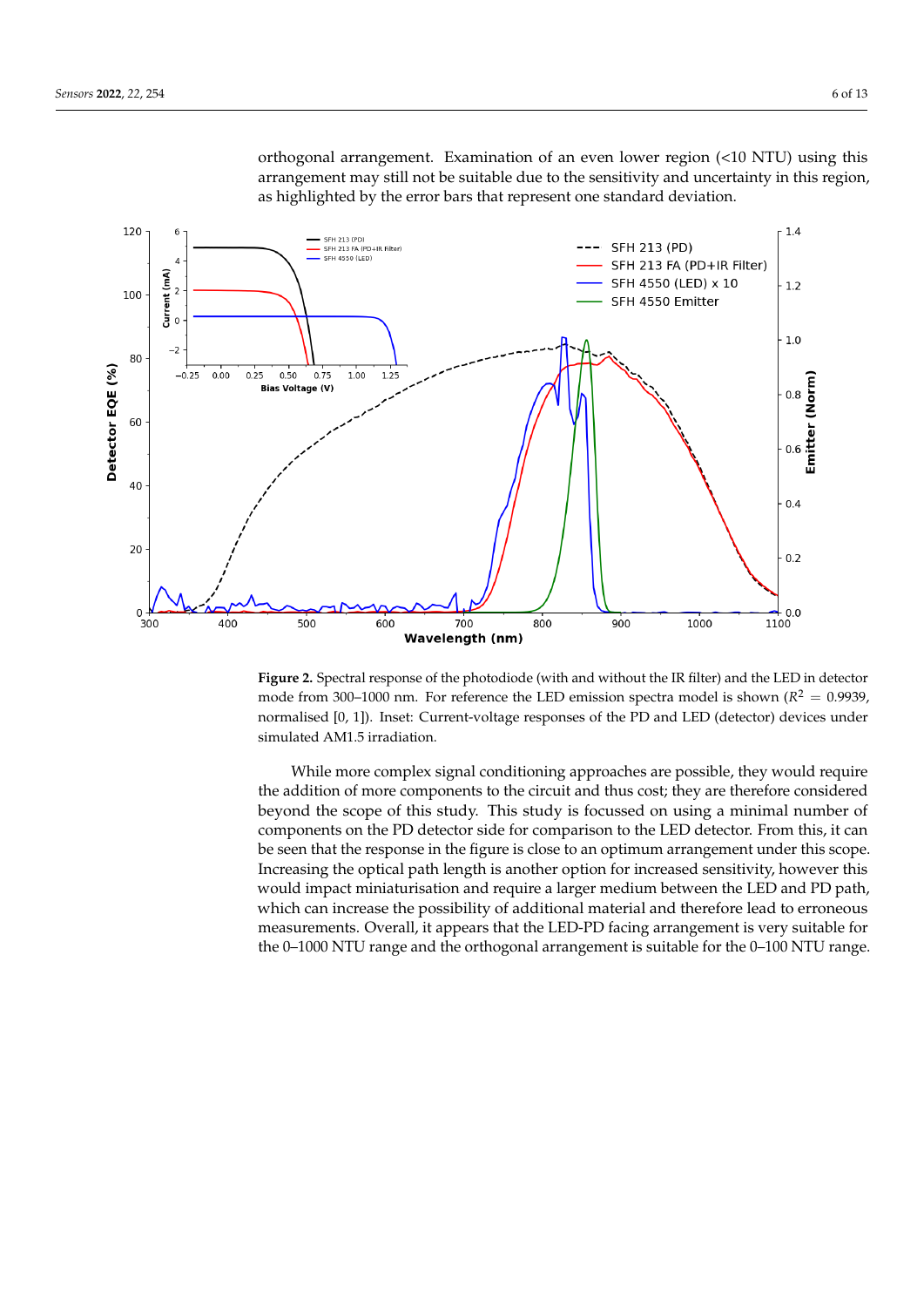orthogonal arrangement. Examination of an even lower region (<10 NTU) using this arrangement may still not be suitable due to the sensitivity and uncertainty in this region, as highlighted by the error bars that represent one standard deviation.

**Figure 2.** Spectral response of the photodiode (with and without the IR filter) and the LED in detector mode from 300–1000 nm. For reference the LED emission spectra model is shown ($R^2 = 0.9939$, normalised [0, 1]). Inset: Current-voltage responses of the PD and LED (detector) devices under simulated AM1.5 irradiation.

While more complex signal conditioning approaches are possible, they would require the addition of more components to the circuit and thus cost; they are therefore considered beyond the scope of this study. This study is focussed on using a minimal number of components on the PD detector side for comparison to the LED detector. From this, it can be seen that the response in the figure is close to an optimum arrangement under this scope. Increasing the optical path length is another option for increased sensitivity, however this would impact miniaturisation and require a larger medium between the LED and PD path, which can increase the possibility of additional material and therefore lead to erroneous measurements. Overall, it appears that the LED-PD facing arrangement is very suitable for the 0–1000 NTU range and the orthogonal arrangement is suitable for the 0–100 NTU range.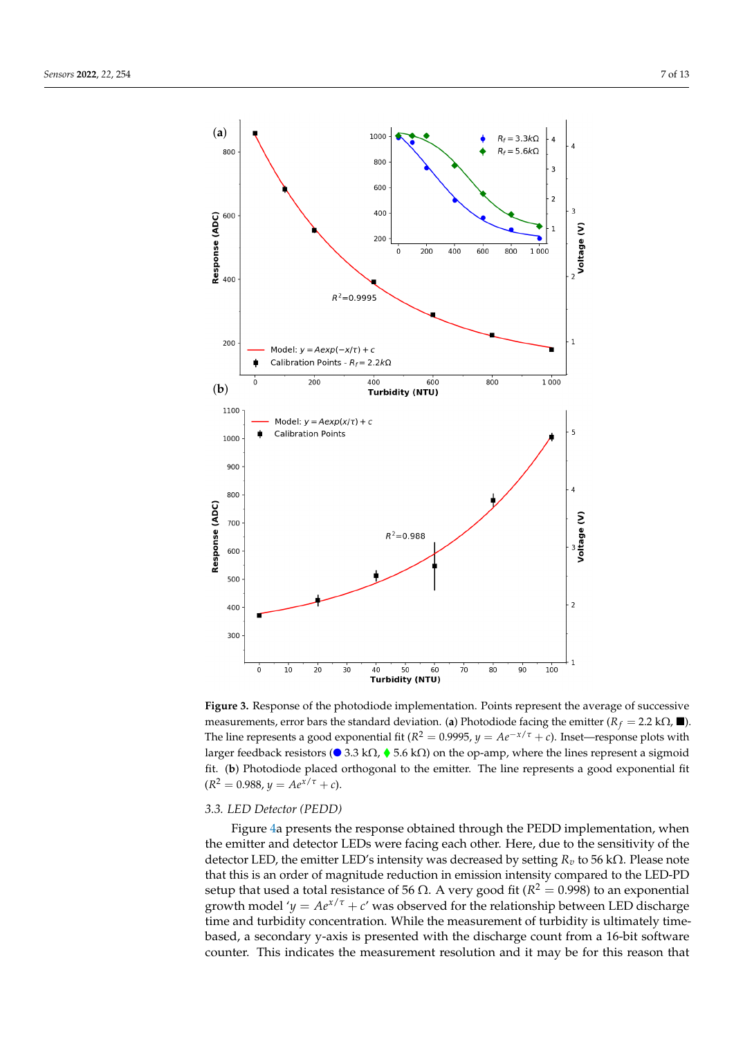**Figure 3.** Response of the photodiode implementation. Points represent the average of successive measurements, error bars the standard deviation. (**a**) Photodiode facing the emitter ($R_f = 2.2$ kΩ, ■). The line represents a good exponential fit ($R^2 = 0.9995$, $y = Ae^{-x/\tau} + c$). Inset—response plots with larger feedback resistors (● 3.3 kΩ, ♦ 5.6 kΩ) on the op-amp, where the lines represent a sigmoid fit. (**b**) Photodiode placed orthogonal to the emitter. The line represents a good exponential fit ($R^2 = 0.988$, $y = Ae^{x/\tau} + c$).

### 3.3. LED Detector (PEDD)

Figure 4a presents the response obtained through the PEDD implementation, when the emitter and detector LEDs were facing each other. Here, due to the sensitivity of the detector LED, the emitter LED's intensity was decreased by setting $R_v$ to 56 kΩ. Please note that this is an order of magnitude reduction in emission intensity compared to the LED-PD setup that used a total resistance of 56 Ω. A very good fit ($R^2 = 0.998$) to an exponential growth model '$y = Ae^{x/\tau} + c$' was observed for the relationship between LED discharge time and turbidity concentration. While the measurement of turbidity is ultimately time-based, a secondary y-axis is presented with the discharge count from a 16-bit software counter. This indicates the measurement resolution and it may be for this reason that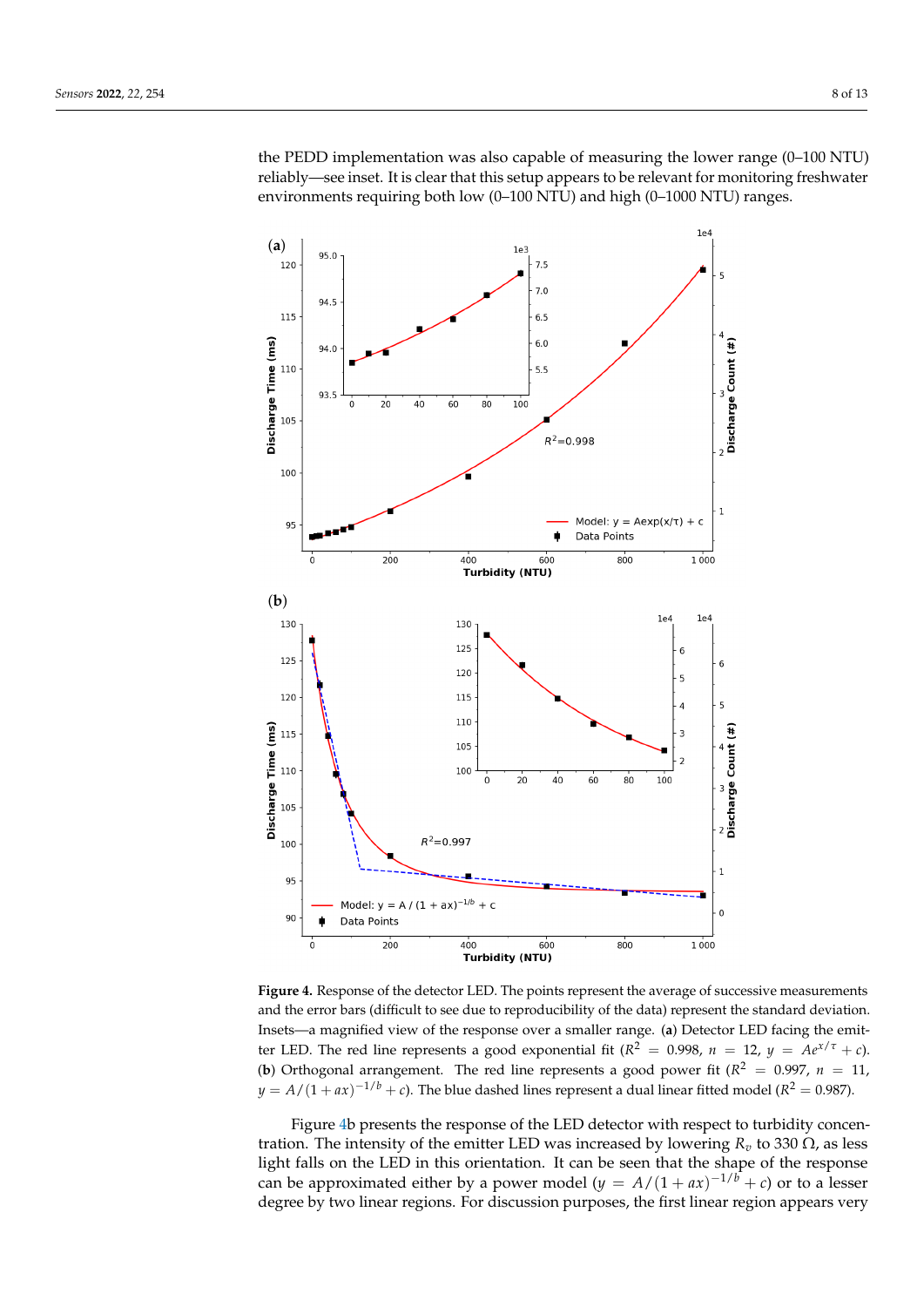the PEDD implementation was also capable of measuring the lower range (0–100 NTU) reliably—see inset. It is clear that this setup appears to be relevant for monitoring freshwater environments requiring both low (0–100 NTU) and high (0–1000 NTU) ranges.

**Figure 4.** Response of the detector LED. The points represent the average of successive measurements and the error bars (difficult to see due to reproducibility of the data) represent the standard deviation. Insets—a magnified view of the response over a smaller range. (**a**) Detector LED facing the emitter LED. The red line represents a good exponential fit ($R^2 = 0.998$, $n = 12$, $y = Ae^{x/\tau} + c$). (**b**) Orthogonal arrangement. The red line represents a good power fit ($R^2 = 0.997$, $n = 11$, $y = A/(1+ax)^{-1/b} + c$). The blue dashed lines represent a dual linear fitted model ($R^2 = 0.987$).

Figure 4b presents the response of the LED detector with respect to turbidity concentration. The intensity of the emitter LED was increased by lowering $R_v$ to 330 Ω, as less light falls on the LED in this orientation. It can be seen that the shape of the response can be approximated either by a power model ($y = A/(1+ax)^{-1/b} + c$) or to a lesser degree by two linear regions. For discussion purposes, the first linear region appears very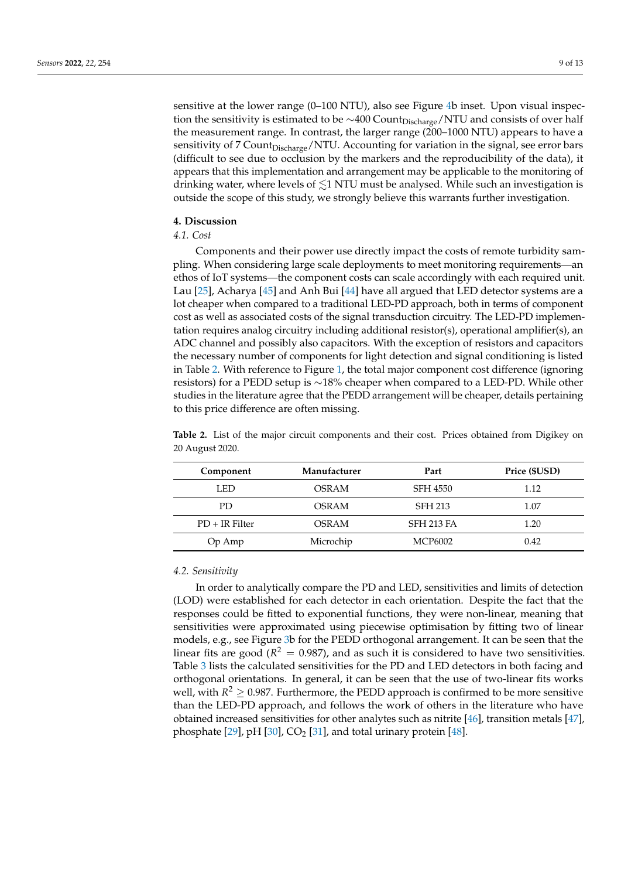sensitive at the lower range (0–100 NTU), also see Figure 4b inset. Upon visual inspection the sensitivity is estimated to be ∼400 $\text{Count}_{\text{Discharge}}$/NTU and consists of over half the measurement range. In contrast, the larger range (200–1000 NTU) appears to have a sensitivity of 7 $\text{Count}_{\text{Discharge}}$/NTU. Accounting for variation in the signal, see error bars (difficult to see due to occlusion by the markers and the reproducibility of the data), it appears that this implementation and arrangement may be applicable to the monitoring of drinking water, where levels of $\lesssim$1 NTU must be analysed. While such an investigation is outside the scope of this study, we strongly believe this warrants further investigation.

## 4. Discussion

### *4.1. Cost*

Components and their power use directly impact the costs of remote turbidity sampling. When considering large scale deployments to meet monitoring requirements—an ethos of IoT systems—the component costs can scale accordingly with each required unit. Lau [25], Acharya [45] and Anh Bui [44] have all argued that LED detector systems are a lot cheaper when compared to a traditional LED-PD approach, both in terms of component cost as well as associated costs of the signal transduction circuitry. The LED-PD implementation requires analog circuitry including additional resistor(s), operational amplifier(s), an ADC channel and possibly also capacitors. With the exception of resistors and capacitors the necessary number of components for light detection and signal conditioning is listed in Table 2. With reference to Figure 1, the total major component cost difference (ignoring resistors) for a PEDD setup is ∼18% cheaper when compared to a LED-PD. While other studies in the literature agree that the PEDD arrangement will be cheaper, details pertaining to this price difference are often missing.

**Table 2.** List of the major circuit components and their cost. Prices obtained from Digikey on 20 August 2020.

| Component | Manufacturer | Part | Price ($USD) |
| --- | --- | --- | --- |
| LED | OSRAM | SFH 4550 | 1.12 |
| PD | OSRAM | SFH 213 | 1.07 |
| PD + IR Filter | OSRAM | SFH 213 FA | 1.20 |
| Op Amp | Microchip | MCP6002 | 0.42 |

### *4.2. Sensitivity*

In order to analytically compare the PD and LED, sensitivities and limits of detection (LOD) were established for each detector in each orientation. Despite the fact that the responses could be fitted to exponential functions, they were non-linear, meaning that sensitivities were approximated using piecewise optimisation by fitting two of linear models, e.g., see Figure 3b for the PEDD orthogonal arrangement. It can be seen that the linear fits are good ($R^2 = 0.987$), and as such it is considered to have two sensitivities. Table 3 lists the calculated sensitivities for the PD and LED detectors in both facing and orthogonal orientations. In general, it can be seen that the use of two-linear fits works well, with $R^2 \geq 0.987$. Furthermore, the PEDD approach is confirmed to be more sensitive than the LED-PD approach, and follows the work of others in the literature who have obtained increased sensitivities for other analytes such as nitrite [46], transition metals [47], phosphate [29], pH [30], $CO_2$ [31], and total urinary protein [48].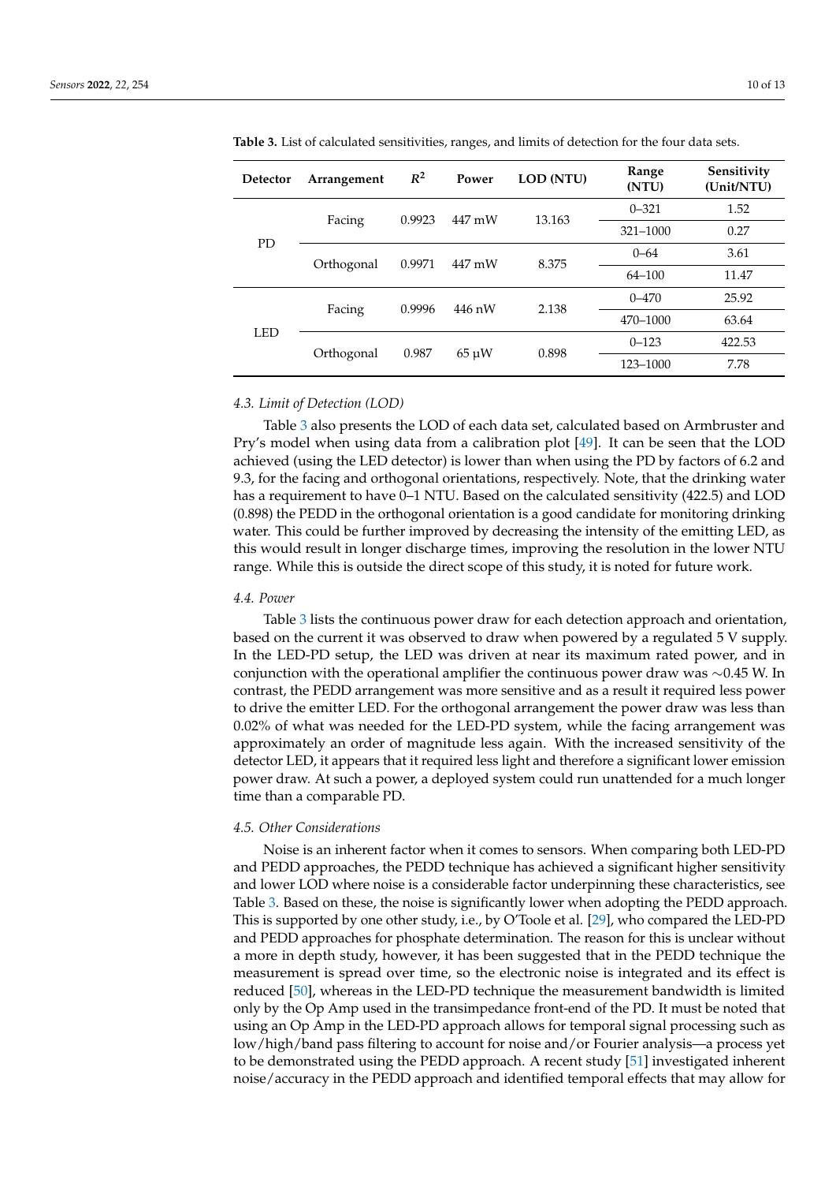**Table 3.** List of calculated sensitivities, ranges, and limits of detection for the four data sets.

| Detector | Arrangement | $R^2$ | Power | LOD (NTU) | Range (NTU) | Sensitivity (Unit/NTU) |
|---|---|---|---|---|---|---|
| PD | Facing | 0.9923 | 447 mW | 13.163 | 0–321 | 1.52 |
| | | | | | 321–1000 | 0.27 |
| | Orthogonal | 0.9971 | 447 mW | 8.375 | 0–64 | 3.61 |
| | | | | | 64–100 | 11.47 |
| LED | Facing | 0.9996 | 446 nW | 2.138 | 0–470 | 25.92 |
| | | | | | 470–1000 | 63.64 |
| | Orthogonal | 0.987 | 65 μW | 0.898 | 0–123 | 422.53 |
| | | | | | 123–1000 | 7.78 |

### 4.3. Limit of Detection (LOD)

Table 3 also presents the LOD of each data set, calculated based on Armbruster and Pry's model when using data from a calibration plot [49]. It can be seen that the LOD achieved (using the LED detector) is lower than when using the PD by factors of 6.2 and 9.3, for the facing and orthogonal orientations, respectively. Note, that the drinking water has a requirement to have 0–1 NTU. Based on the calculated sensitivity (422.5) and LOD (0.898) the PEDD in the orthogonal orientation is a good candidate for monitoring drinking water. This could be further improved by decreasing the intensity of the emitting LED, as this would result in longer discharge times, improving the resolution in the lower NTU range. While this is outside the direct scope of this study, it is noted for future work.

### 4.4. Power

Table 3 lists the continuous power draw for each detection approach and orientation, based on the current it was observed to draw when powered by a regulated 5 V supply. In the LED-PD setup, the LED was driven at near its maximum rated power, and in conjunction with the operational amplifier the continuous power draw was ∼0.45 W. In contrast, the PEDD arrangement was more sensitive and as a result it required less power to drive the emitter LED. For the orthogonal arrangement the power draw was less than 0.02% of what was needed for the LED-PD system, while the facing arrangement was approximately an order of magnitude less again. With the increased sensitivity of the detector LED, it appears that it required less light and therefore a significant lower emission power draw. At such a power, a deployed system could run unattended for a much longer time than a comparable PD.

### 4.5. Other Considerations

Noise is an inherent factor when it comes to sensors. When comparing both LED-PD and PEDD approaches, the PEDD technique has achieved a significant higher sensitivity and lower LOD where noise is a considerable factor underpinning these characteristics, see Table 3. Based on these, the noise is significantly lower when adopting the PEDD approach. This is supported by one other study, i.e., by O'Toole et al. [29], who compared the LED-PD and PEDD approaches for phosphate determination. The reason for this is unclear without a more in depth study, however, it has been suggested that in the PEDD technique the measurement is spread over time, so the electronic noise is integrated and its effect is reduced [50], whereas in the LED-PD technique the measurement bandwidth is limited only by the Op Amp used in the transimpedance front-end of the PD. It must be noted that using an Op Amp in the LED-PD approach allows for temporal signal processing such as low/high/band pass filtering to account for noise and/or Fourier analysis—a process yet to be demonstrated using the PEDD approach. A recent study [51] investigated inherent noise/accuracy in the PEDD approach and identified temporal effects that may allow for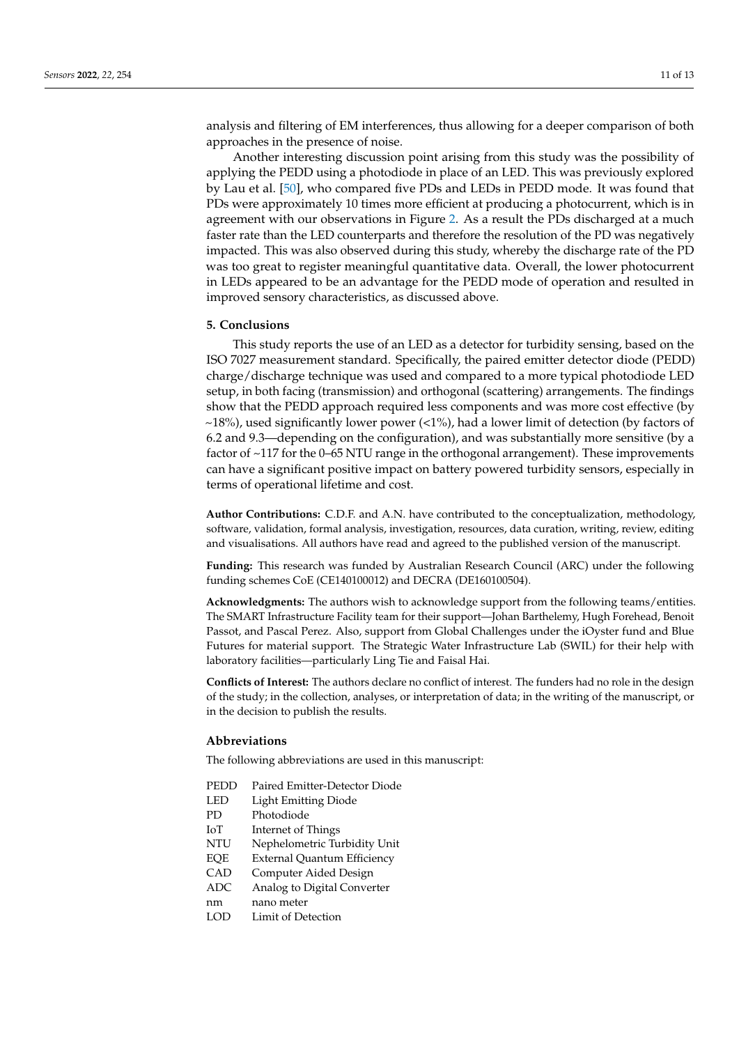analysis and filtering of EM interferences, thus allowing for a deeper comparison of both approaches in the presence of noise.

Another interesting discussion point arising from this study was the possibility of applying the PEDD using a photodiode in place of an LED. This was previously explored by Lau et al. [50], who compared five PDs and LEDs in PEDD mode. It was found that PDs were approximately 10 times more efficient at producing a photocurrent, which is in agreement with our observations in Figure 2. As a result the PDs discharged at a much faster rate than the LED counterparts and therefore the resolution of the PD was negatively impacted. This was also observed during this study, whereby the discharge rate of the PD was too great to register meaningful quantitative data. Overall, the lower photocurrent in LEDs appeared to be an advantage for the PEDD mode of operation and resulted in improved sensory characteristics, as discussed above.

## 5. Conclusions

This study reports the use of an LED as a detector for turbidity sensing, based on the ISO 7027 measurement standard. Specifically, the paired emitter detector diode (PEDD) charge/discharge technique was used and compared to a more typical photodiode LED setup, in both facing (transmission) and orthogonal (scattering) arrangements. The findings show that the PEDD approach required less components and was more cost effective (by ~18%), used significantly lower power (<1%), had a lower limit of detection (by factors of 6.2 and 9.3—depending on the configuration), and was substantially more sensitive (by a factor of ~117 for the 0–65 NTU range in the orthogonal arrangement). These improvements can have a significant positive impact on battery powered turbidity sensors, especially in terms of operational lifetime and cost.

**Author Contributions:** C.D.F. and A.N. have contributed to the conceptualization, methodology, software, validation, formal analysis, investigation, resources, data curation, writing, review, editing and visualisations. All authors have read and agreed to the published version of the manuscript.

**Funding:** This research was funded by Australian Research Council (ARC) under the following funding schemes CoE (CE140100012) and DECRA (DE160100504).

**Acknowledgments:** The authors wish to acknowledge support from the following teams/entities. The SMART Infrastructure Facility team for their support—Johan Barthelemy, Hugh Forehead, Benoit Passot, and Pascal Perez. Also, support from Global Challenges under the iOyster fund and Blue Futures for material support. The Strategic Water Infrastructure Lab (SWIL) for their help with laboratory facilities—particularly Ling Tie and Faisal Hai.

**Conflicts of Interest:** The authors declare no conflict of interest. The funders had no role in the design of the study; in the collection, analyses, or interpretation of data; in the writing of the manuscript, or in the decision to publish the results.

## Abbreviations

The following abbreviations are used in this manuscript:

| | |
|---|---|
| PEDD | Paired Emitter-Detector Diode |
| LED | Light Emitting Diode |
| PD | Photodiode |
| IoT | Internet of Things |
| NTU | Nephelometric Turbidity Unit |
| EQE | External Quantum Efficiency |
| CAD | Computer Aided Design |
| ADC | Analog to Digital Converter |
| nm | nano meter |
| LOD | Limit of Detection |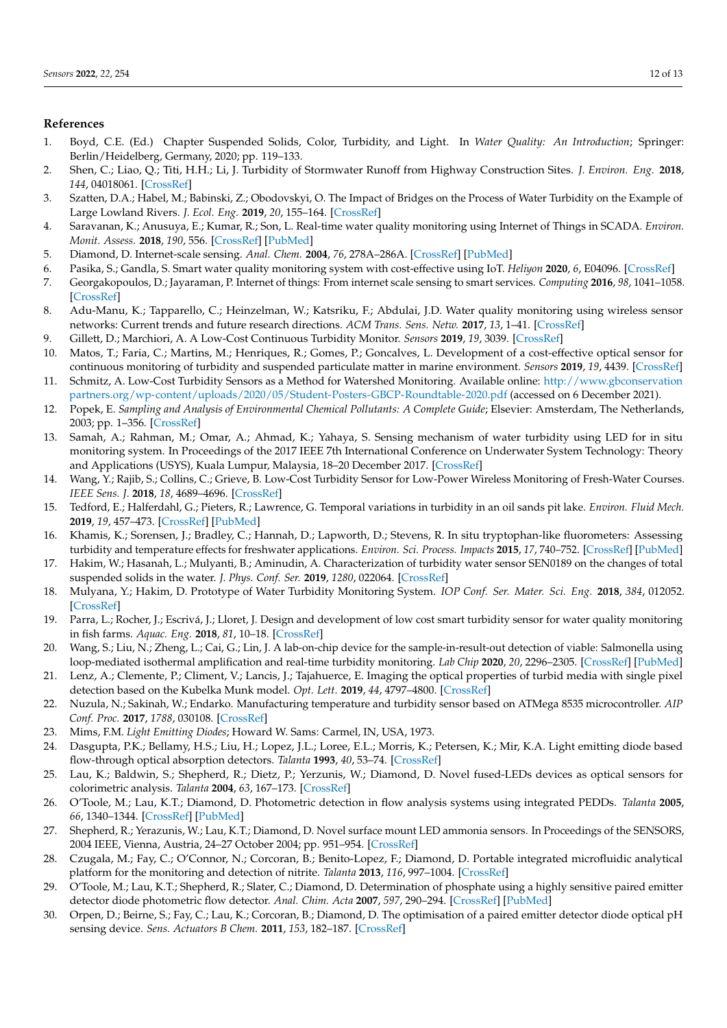## References

1. Boyd, C.E. (Ed.) Chapter Suspended Solids, Color, Turbidity, and Light. In *Water Quality: An Introduction*; Springer: Berlin/Heidelberg, Germany, 2020; pp. 119–133.
2. Shen, C.; Liao, Q.; Titi, H.H.; Li, J. Turbidity of Stormwater Runoff from Highway Construction Sites. *J. Environ. Eng.* **2018**, *144*, 04018061. [CrossRef]
3. Szatten, D.A.; Habel, M.; Babinski, Z.; Obodovskyi, O. The Impact of Bridges on the Process of Water Turbidity on the Example of Large Lowland Rivers. *J. Ecol. Eng.* **2019**, *20*, 155–164. [CrossRef]
4. Saravanan, K.; Anusuya, E.; Kumar, R.; Son, L. Real-time water quality monitoring using Internet of Things in SCADA. *Environ. Monit. Assess.* **2018**, *190*, 556. [CrossRef] [PubMed]
5. Diamond, D. Internet-scale sensing. *Anal. Chem.* **2004**, *76*, 278A–286A. [CrossRef] [PubMed]
6. Pasika, S.; Gandla, S. Smart water quality monitoring system with cost-effective using IoT. *Heliyon* **2020**, *6*, E04096. [CrossRef]
7. Georgakopoulos, D.; Jayaraman, P. Internet of things: From internet scale sensing to smart services. *Computing* **2016**, *98*, 1041–1058. [CrossRef]
8. Adu-Manu, K.; Tapparello, C.; Heinzelman, W.; Katsriku, F.; Abdulai, J.D. Water quality monitoring using wireless sensor networks: Current trends and future research directions. *ACM Trans. Sens. Netw.* **2017**, *13*, 1–41. [CrossRef]
9. Gillett, D.; Marchiori, A. A Low-Cost Continuous Turbidity Monitor. *Sensors* **2019**, *19*, 3039. [CrossRef]
10. Matos, T.; Faria, C.; Martins, M.; Henriques, R.; Gomes, P.; Goncalves, L. Development of a cost-effective optical sensor for continuous monitoring of turbidity and suspended particulate matter in marine environment. *Sensors* **2019**, *19*, 4439. [CrossRef]
11. Schmitz, A. Low-Cost Turbidity Sensors as a Method for Watershed Monitoring. Available online: http://www.gbconservationpartners.org/wp-content/uploads/2020/05/Student-Posters-GBCP-Roundtable-2020.pdf (accessed on 6 December 2021).
12. Popek, E. *Sampling and Analysis of Environmental Chemical Pollutants: A Complete Guide*; Elsevier: Amsterdam, The Netherlands, 2003; pp. 1–356. [CrossRef]
13. Samah, A.; Rahman, M.; Omar, A.; Ahmad, K.; Yahaya, S. Sensing mechanism of water turbidity using LED for in situ monitoring system. In Proceedings of the 2017 IEEE 7th International Conference on Underwater System Technology: Theory and Applications (USYS), Kuala Lumpur, Malaysia, 18–20 December 2017. [CrossRef]
14. Wang, Y.; Rajib, S.; Collins, C.; Grieve, B. Low-Cost Turbidity Sensor for Low-Power Wireless Monitoring of Fresh-Water Courses. *IEEE Sens. J.* **2018**, *18*, 4689–4696. [CrossRef]
15. Tedford, E.; Halferdahl, G.; Pieters, R.; Lawrence, G. Temporal variations in turbidity in an oil sands pit lake. *Environ. Fluid Mech.* **2019**, *19*, 457–473. [CrossRef] [PubMed]
16. Khamis, K.; Sorensen, J.; Bradley, C.; Hannah, D.; Lapworth, D.; Stevens, R. In situ tryptophan-like fluorometers: Assessing turbidity and temperature effects for freshwater applications. *Environ. Sci. Process. Impacts* **2015**, *17*, 740–752. [CrossRef] [PubMed]
17. Hakim, W.; Hasanah, L.; Mulyanti, B.; Aminudin, A. Characterization of turbidity water sensor SEN0189 on the changes of total suspended solids in the water. *J. Phys. Conf. Ser.* **2019**, *1280*, 022064. [CrossRef]
18. Mulyana, Y.; Hakim, D. Prototype of Water Turbidity Monitoring System. *IOP Conf. Ser. Mater. Sci. Eng.* **2018**, *384*, 012052. [CrossRef]
19. Parra, L.; Rocher, J.; Escrivá, J.; Lloret, J. Design and development of low cost smart turbidity sensor for water quality monitoring in fish farms. *Aquac. Eng.* **2018**, *81*, 10–18. [CrossRef]
20. Wang, S.; Liu, N.; Zheng, L.; Cai, G.; Lin, J. A lab-on-chip device for the sample-in-result-out detection of viable: Salmonella using loop-mediated isothermal amplification and real-time turbidity monitoring. *Lab Chip* **2020**, *20*, 2296–2305. [CrossRef] [PubMed]
21. Lenz, A.; Clemente, P.; Climent, V.; Lancis, J.; Tajahuerce, E. Imaging the optical properties of turbid media with single pixel detection based on the Kubelka Munk model. *Opt. Lett.* **2019**, *44*, 4797–4800. [CrossRef]
22. Nuzula, N.; Sakinah, W.; Endarko. Manufacturing temperature and turbidity sensor based on ATMega 8535 microcontroller. *AIP Conf. Proc.* **2017**, *1788*, 030108. [CrossRef]
23. Mims, F.M. *Light Emitting Diodes*; Howard W. Sams: Carmel, IN, USA, 1973.
24. Dasgupta, P.K.; Bellamy, H.S.; Liu, H.; Lopez, J.L.; Loree, E.L.; Morris, K.; Petersen, K.; Mir, K.A. Light emitting diode based flow-through optical absorption detectors. *Talanta* **1993**, *40*, 53–74. [CrossRef]
25. Lau, K.; Baldwin, S.; Shepherd, R.; Dietz, P.; Yerzunis, W.; Diamond, D. Novel fused-LEDs devices as optical sensors for colorimetric analysis. *Talanta* **2004**, *63*, 167–173. [CrossRef]
26. O'Toole, M.; Lau, K.T.; Diamond, D. Photometric detection in flow analysis systems using integrated PEDDs. *Talanta* **2005**, *66*, 1340–1344. [CrossRef] [PubMed]
27. Shepherd, R.; Yerazunis, W.; Lau, K.T.; Diamond, D. Novel surface mount LED ammonia sensors. In Proceedings of the SENSORS, 2004 IEEE, Vienna, Austria, 24–27 October 2004; pp. 951–954. [CrossRef]
28. Czugala, M.; Fay, C.; O'Connor, N.; Corcoran, B.; Benito-Lopez, F.; Diamond, D. Portable integrated microfluidic analytical platform for the monitoring and detection of nitrite. *Talanta* **2013**, *116*, 997–1004. [CrossRef]
29. O'Toole, M.; Lau, K.T.; Shepherd, R.; Slater, C.; Diamond, D. Determination of phosphate using a highly sensitive paired emitter detector diode photometric flow detector. *Anal. Chim. Acta* **2007**, *597*, 290–294. [CrossRef] [PubMed]
30. Orpen, D.; Beirne, S.; Fay, C.; Lau, K.; Corcoran, B.; Diamond, D. The optimisation of a paired emitter detector diode optical pH sensing device. *Sens. Actuators B Chem.* **2011**, *153*, 182–187. [CrossRef]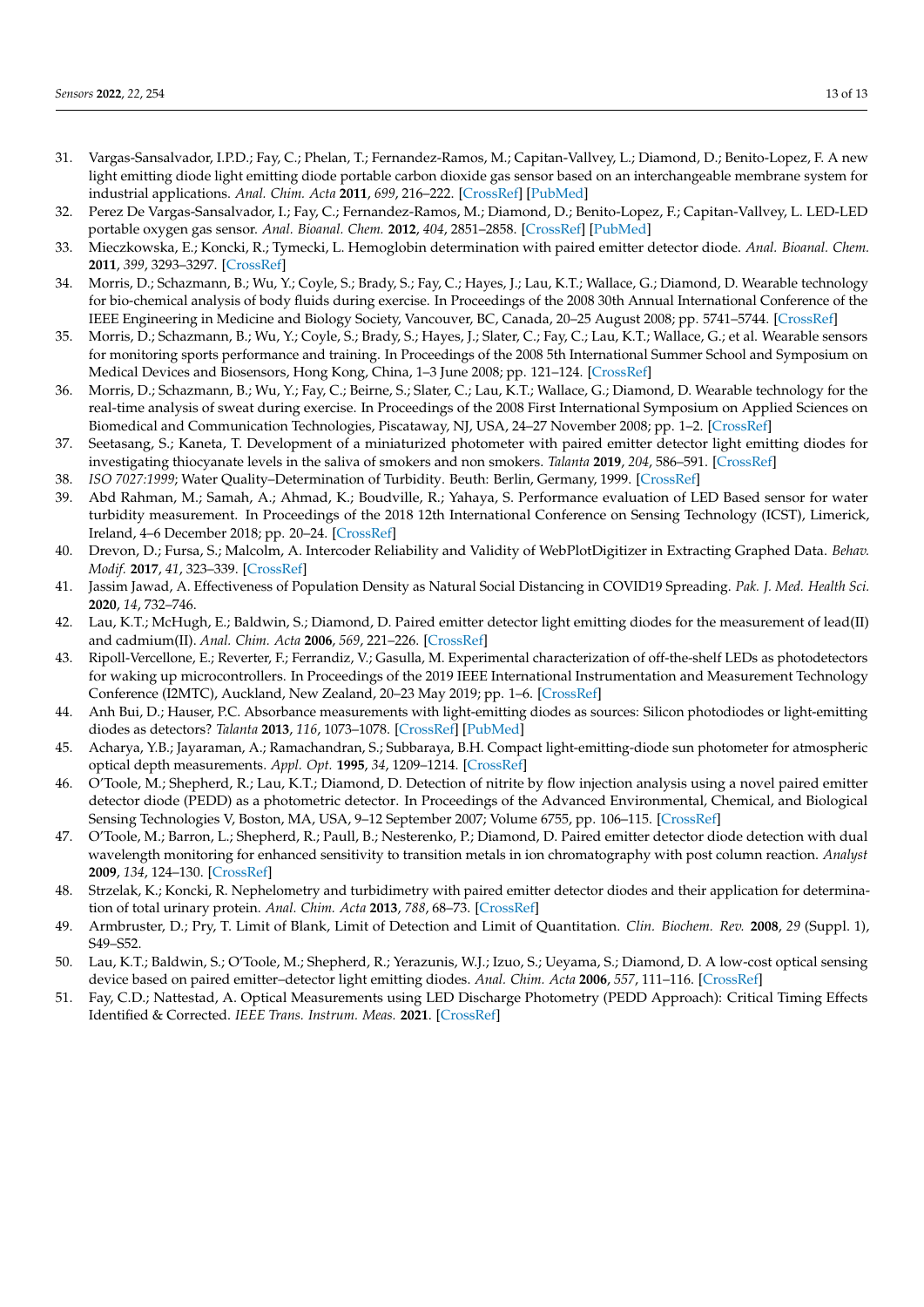31. Vargas-Sansalvador, I.P.D.; Fay, C.; Phelan, T.; Fernandez-Ramos, M.; Capitan-Vallvey, L.; Diamond, D.; Benito-Lopez, F. A new light emitting diode light emitting diode portable carbon dioxide gas sensor based on an interchangeable membrane system for industrial applications. *Anal. Chim. Acta* **2011**, *699*, 216–222. [CrossRef] [PubMed]
32. Perez De Vargas-Sansalvador, I.; Fay, C.; Fernandez-Ramos, M.; Diamond, D.; Benito-Lopez, F.; Capitan-Vallvey, L. LED-LED portable oxygen gas sensor. *Anal. Bioanal. Chem.* **2012**, *404*, 2851–2858. [CrossRef] [PubMed]
33. Mieczkowska, E.; Koncki, R.; Tymecki, L. Hemoglobin determination with paired emitter detector diode. *Anal. Bioanal. Chem.* **2011**, *399*, 3293–3297. [CrossRef]
34. Morris, D.; Schazmann, B.; Wu, Y.; Coyle, S.; Brady, S.; Fay, C.; Hayes, J.; Lau, K.T.; Wallace, G.; Diamond, D. Wearable technology for bio-chemical analysis of body fluids during exercise. In Proceedings of the 2008 30th Annual International Conference of the IEEE Engineering in Medicine and Biology Society, Vancouver, BC, Canada, 20–25 August 2008; pp. 5741–5744. [CrossRef]
35. Morris, D.; Schazmann, B.; Wu, Y.; Coyle, S.; Brady, S.; Hayes, J.; Slater, C.; Fay, C.; Lau, K.T.; Wallace, G.; et al. Wearable sensors for monitoring sports performance and training. In Proceedings of the 2008 5th International Summer School and Symposium on Medical Devices and Biosensors, Hong Kong, China, 1–3 June 2008; pp. 121–124. [CrossRef]
36. Morris, D.; Schazmann, B.; Wu, Y.; Fay, C.; Beirne, S.; Slater, C.; Lau, K.T.; Wallace, G.; Diamond, D. Wearable technology for the real-time analysis of sweat during exercise. In Proceedings of the 2008 First International Symposium on Applied Sciences on Biomedical and Communication Technologies, Piscataway, NJ, USA, 24–27 November 2008; pp. 1–2. [CrossRef]
37. Seetasang, S.; Kaneta, T. Development of a miniaturized photometer with paired emitter detector light emitting diodes for investigating thiocyanate levels in the saliva of smokers and non smokers. *Talanta* **2019**, *204*, 586–591. [CrossRef]
38. *ISO 7027:1999*; Water Quality–Determination of Turbidity. Beuth: Berlin, Germany, 1999. [CrossRef]
39. Abd Rahman, M.; Samah, A.; Ahmad, K.; Boudville, R.; Yahaya, S. Performance evaluation of LED Based sensor for water turbidity measurement. In Proceedings of the 2018 12th International Conference on Sensing Technology (ICST), Limerick, Ireland, 4–6 December 2018; pp. 20–24. [CrossRef]
40. Drevon, D.; Fursa, S.; Malcolm, A. Intercoder Reliability and Validity of WebPlotDigitizer in Extracting Graphed Data. *Behav. Modif.* **2017**, *41*, 323–339. [CrossRef]
41. Jassim Jawad, A. Effectiveness of Population Density as Natural Social Distancing in COVID19 Spreading. *Pak. J. Med. Health Sci.* **2020**, *14*, 732–746.
42. Lau, K.T.; McHugh, E.; Baldwin, S.; Diamond, D. Paired emitter detector light emitting diodes for the measurement of lead(II) and cadmium(II). *Anal. Chim. Acta* **2006**, *569*, 221–226. [CrossRef]
43. Ripoll-Vercellone, E.; Reverter, F.; Ferrandiz, V.; Gasulla, M. Experimental characterization of off-the-shelf LEDs as photodetectors for waking up microcontrollers. In Proceedings of the 2019 IEEE International Instrumentation and Measurement Technology Conference (I2MTC), Auckland, New Zealand, 20–23 May 2019; pp. 1–6. [CrossRef]
44. Anh Bui, D.; Hauser, P.C. Absorbance measurements with light-emitting diodes as sources: Silicon photodiodes or light-emitting diodes as detectors? *Talanta* **2013**, *116*, 1073–1078. [CrossRef] [PubMed]
45. Acharya, Y.B.; Jayaraman, A.; Ramachandran, S.; Subbaraya, B.H. Compact light-emitting-diode sun photometer for atmospheric optical depth measurements. *Appl. Opt.* **1995**, *34*, 1209–1214. [CrossRef]
46. O'Toole, M.; Shepherd, R.; Lau, K.T.; Diamond, D. Detection of nitrite by flow injection analysis using a novel paired emitter detector diode (PEDD) as a photometric detector. In Proceedings of the Advanced Environmental, Chemical, and Biological Sensing Technologies V, Boston, MA, USA, 9–12 September 2007; Volume 6755, pp. 106–115. [CrossRef]
47. O'Toole, M.; Barron, L.; Shepherd, R.; Paull, B.; Nesterenko, P.; Diamond, D. Paired emitter detector diode detection with dual wavelength monitoring for enhanced sensitivity to transition metals in ion chromatography with post column reaction. *Analyst* **2009**, *134*, 124–130. [CrossRef]
48. Strzelak, K.; Koncki, R. Nephelometry and turbidimetry with paired emitter detector diodes and their application for determination of total urinary protein. *Anal. Chim. Acta* **2013**, *788*, 68–73. [CrossRef]
49. Armbruster, D.; Pry, T. Limit of Blank, Limit of Detection and Limit of Quantitation. *Clin. Biochem. Rev.* **2008**, *29* (Suppl. 1), S49–S52.
50. Lau, K.T.; Baldwin, S.; O'Toole, M.; Shepherd, R.; Yerazunis, W.J.; Izuo, S.; Ueyama, S.; Diamond, D. A low-cost optical sensing device based on paired emitter–detector light emitting diodes. *Anal. Chim. Acta* **2006**, *557*, 111–116. [CrossRef]
51. Fay, C.D.; Nattestad, A. Optical Measurements using LED Discharge Photometry (PEDD Approach): Critical Timing Effects Identified & Corrected. *IEEE Trans. Instrum. Meas.* **2021**. [CrossRef]